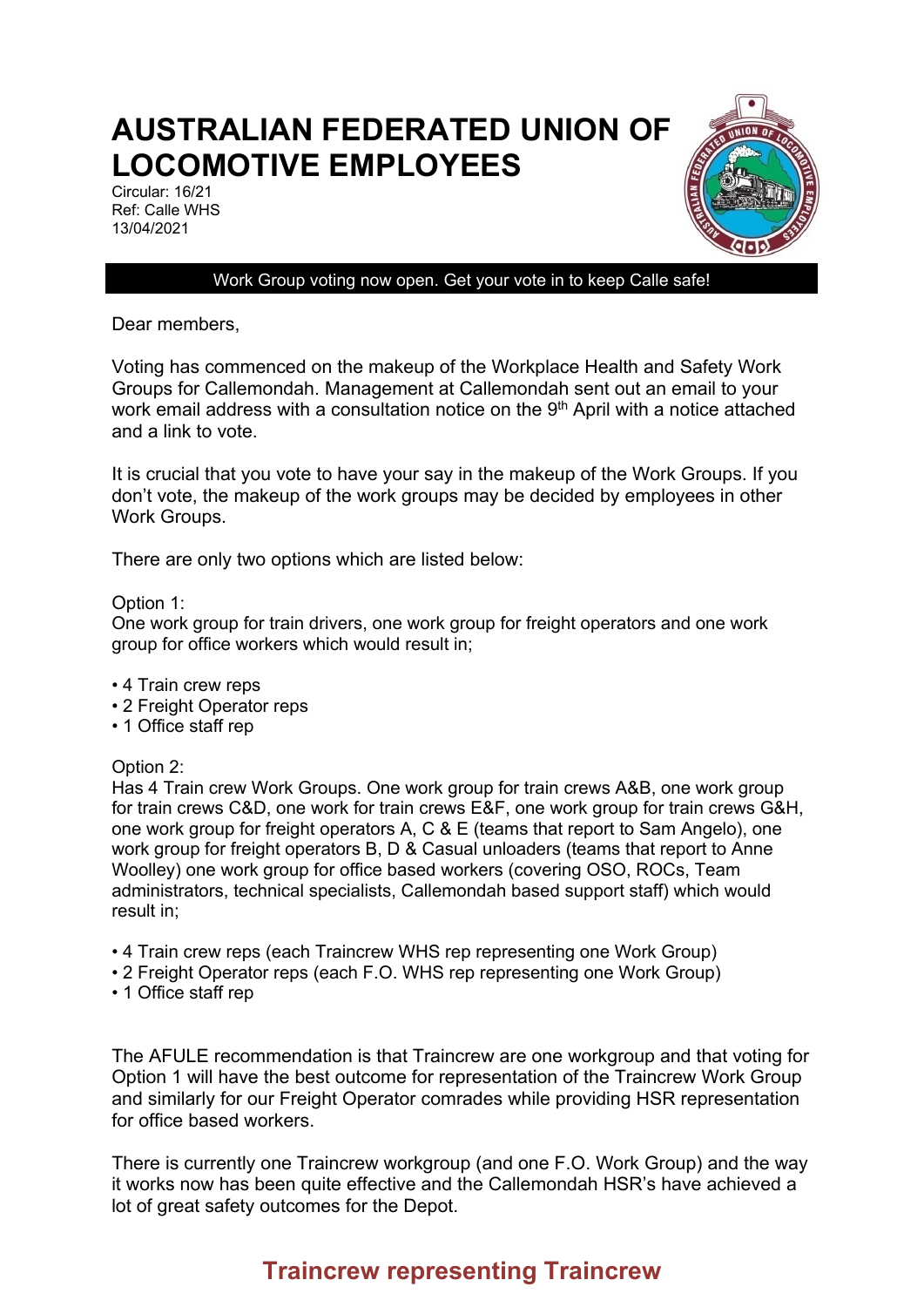# AUSTRALIAN FEDERATED UNION OF LOCOMOTIVE EMPLOYEES

Circular: 16/21
Ref: Calle WHS
13/04/2021

**Work Group voting now open. Get your vote in to keep Calle safe!**

Dear members,

Voting has commenced on the makeup of the Workplace Health and Safety Work Groups for Callemondah. Management at Callemondah sent out an email to your work email address with a consultation notice on the 9th April with a notice attached and a link to vote.

It is crucial that you vote to have your say in the makeup of the Work Groups. If you don't vote, the makeup of the work groups may be decided by employees in other Work Groups.

There are only two options which are listed below:

Option 1:
One work group for train drivers, one work group for freight operators and one work group for office workers which would result in;

- 4 Train crew reps
- 2 Freight Operator reps
- 1 Office staff rep

Option 2:
Has 4 Train crew Work Groups. One work group for train crews A&B, one work group for train crews C&D, one work for train crews E&F, one work group for train crews G&H, one work group for freight operators A, C & E (teams that report to Sam Angelo), one work group for freight operators B, D & Casual unloaders (teams that report to Anne Woolley) one work group for office based workers (covering OSO, ROCs, Team administrators, technical specialists, Callemondah based support staff) which would result in;

- 4 Train crew reps (each Traincrew WHS rep representing one Work Group)
- 2 Freight Operator reps (each F.O. WHS rep representing one Work Group)
- 1 Office staff rep

The AFULE recommendation is that Traincrew are one workgroup and that voting for Option 1 will have the best outcome for representation of the Traincrew Work Group and similarly for our Freight Operator comrades while providing HSR representation for office based workers.

There is currently one Traincrew workgroup (and one F.O. Work Group) and the way it works now has been quite effective and the Callemondah HSR's have achieved a lot of great safety outcomes for the Depot.

## Traincrew representing Traincrew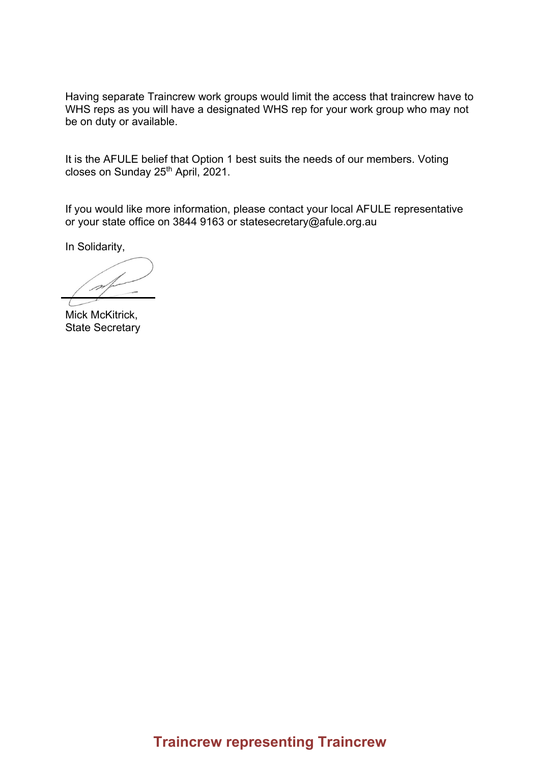Having separate Traincrew work groups would limit the access that traincrew have to WHS reps as you will have a designated WHS rep for your work group who may not be on duty or available.

It is the AFULE belief that Option 1 best suits the needs of our members. Voting closes on Sunday 25th April, 2021.

If you would like more information, please contact your local AFULE representative or your state office on 3844 9163 or statesecretary@afule.org.au

In Solidarity,

Mick McKitrick,
State Secretary

**Traincrew representing Traincrew**